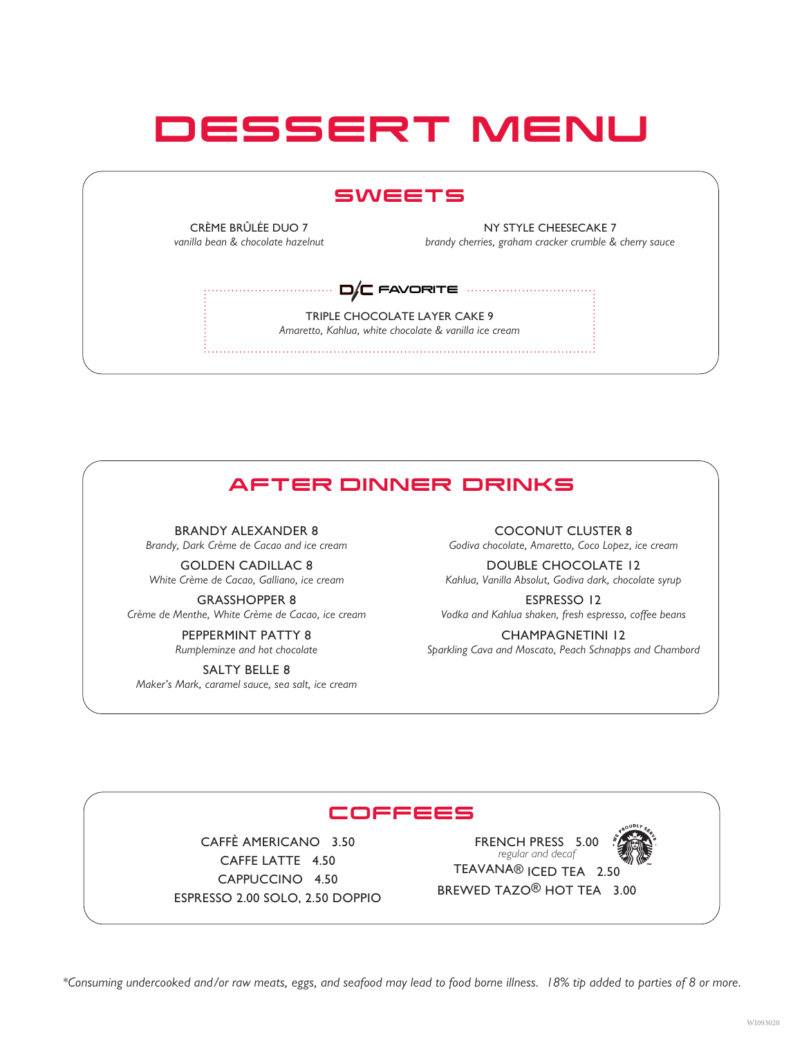# DESSERT MENU

## SWEETS

CRÈME BRÛLÉE DUO 7
*vanilla bean & chocolate hazelnut*

NY STYLE CHEESECAKE 7
*brandy cherries, graham cracker crumble & cherry sauce*

**D/C FAVORITE**

TRIPLE CHOCOLATE LAYER CAKE 9
*Amaretto, Kahlua, white chocolate & vanilla ice cream*

## AFTER DINNER DRINKS

BRANDY ALEXANDER 8
*Brandy, Dark Crème de Cacao and ice cream*

GOLDEN CADILLAC 8
*White Crème de Cacao, Galliano, ice cream*

GRASSHOPPER 8
*Crème de Menthe, White Crème de Cacao, ice cream*

PEPPERMINT PATTY 8
*Rumpleminze and hot chocolate*

SALTY BELLE 8
*Maker's Mark, caramel sauce, sea salt, ice cream*

COCONUT CLUSTER 8
*Godiva chocolate, Amaretto, Coco Lopez, ice cream*

DOUBLE CHOCOLATE 12
*Kahlua, Vanilla Absolut, Godiva dark, chocolate syrup*

ESPRESSO 12
*Vodka and Kahlua shaken, fresh espresso, coffee beans*

CHAMPAGNETINI 12
*Sparkling Cava and Moscato, Peach Schnapps and Chambord*

## COFFEES

CAFFÈ AMERICANO 3.50
CAFFE LATTE 4.50
CAPPUCCINO 4.50
ESPRESSO 2.00 SOLO, 2.50 DOPPIO

FRENCH PRESS 5.00
*regular and decaf*
TEAVANA® ICED TEA 2.50
BREWED TAZO® HOT TEA 3.00

WE PROUDLY SERVE

*\*Consuming undercooked and/or raw meats, eggs, and seafood may lead to food borne illness. 18% tip added to parties of 8 or more.*

WI093020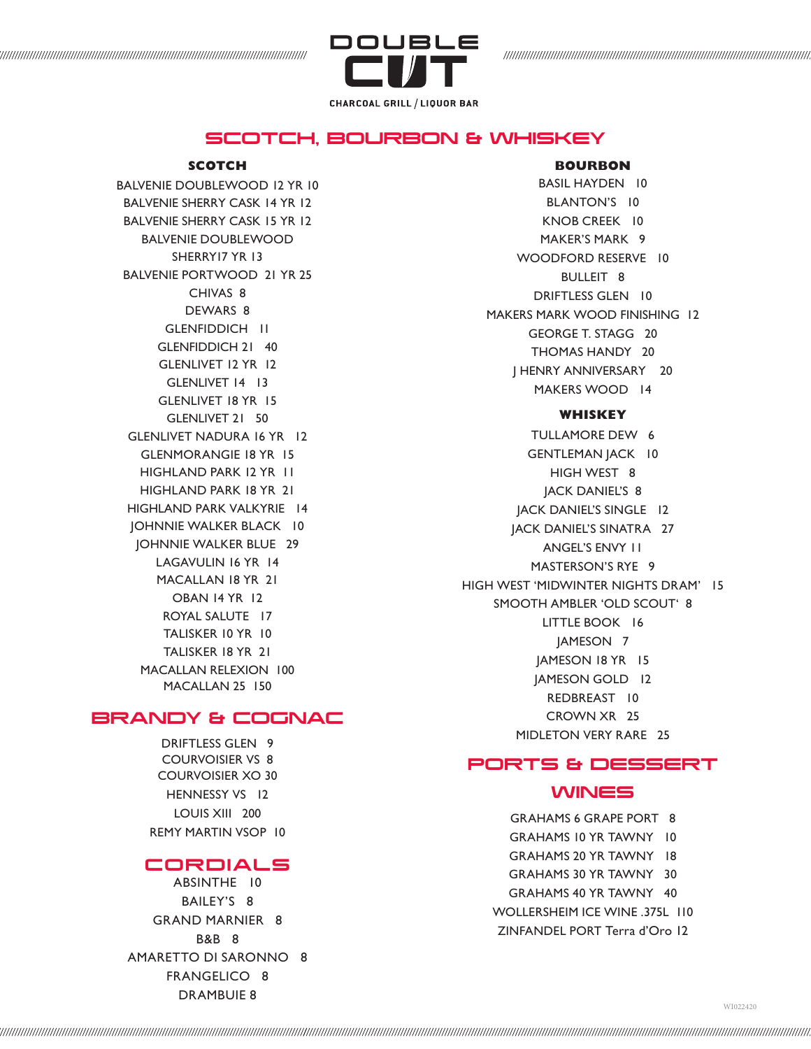# DOUBLE CUT

CHARCOAL GRILL / LIQUOR BAR

## SCOTCH, BOURBON & WHISKEY

### SCOTCH

BALVENIE DOUBLEWOOD 12 YR 10
BALVENIE SHERRY CASK 14 YR 12
BALVENIE SHERRY CASK 15 YR 12
BALVENIE DOUBLEWOOD SHERRY17 YR 13
BALVENIE PORTWOOD 21 YR 25
CHIVAS 8
DEWARS 8
GLENFIDDICH 11
GLENFIDDICH 21 40
GLENLIVET 12 YR 12
GLENLIVET 14 13
GLENLIVET 18 YR 15
GLENLIVET 21 50
GLENLIVET NADURA 16 YR 12
GLENMORANGIE 18 YR 15
HIGHLAND PARK 12 YR 11
HIGHLAND PARK 18 YR 21
HIGHLAND PARK VALKYRIE 14
JOHNNIE WALKER BLACK 10
JOHNNIE WALKER BLUE 29
LAGAVULIN 16 YR 14
MACALLAN 18 YR 21
OBAN 14 YR 12
ROYAL SALUTE 17
TALISKER 10 YR 10
TALISKER 18 YR 21
MACALLAN RELEXION 100
MACALLAN 25 150

## BRANDY & COGNAC

DRIFTLESS GLEN 9
COURVOISIER VS 8
COURVOISIER XO 30
HENNESSY VS 12
LOUIS XIII 200
REMY MARTIN VSOP 10

## CORDIALS

ABSINTHE 10
BAILEY'S 8
GRAND MARNIER 8
B&B 8
AMARETTO DI SARONNO 8
FRANGELICO 8
DRAMBUIE 8

### BOURBON

BASIL HAYDEN 10
BLANTON'S 10
KNOB CREEK 10
MAKER'S MARK 9
WOODFORD RESERVE 10
BULLEIT 8
DRIFTLESS GLEN 10
MAKERS MARK WOOD FINISHING 12
GEORGE T. STAGG 20
THOMAS HANDY 20
J HENRY ANNIVERSARY 20
MAKERS WOOD 14

### WHISKEY

TULLAMORE DEW 6
GENTLEMAN JACK 10
HIGH WEST 8
JACK DANIEL'S 8
JACK DANIEL'S SINGLE 12
JACK DANIEL'S SINATRA 27
ANGEL'S ENVY 11
MASTERSON'S RYE 9
HIGH WEST 'MIDWINTER NIGHTS DRAM' 15
SMOOTH AMBLER 'OLD SCOUT' 8
LITTLE BOOK 16
JAMESON 7
JAMESON 18 YR 15
JAMESON GOLD 12
REDBREAST 10
CROWN XR 25
MIDLETON VERY RARE 25

## PORTS & DESSERT WINES

GRAHAMS 6 GRAPE PORT 8
GRAHAMS 10 YR TAWNY 10
GRAHAMS 20 YR TAWNY 18
GRAHAMS 30 YR TAWNY 30
GRAHAMS 40 YR TAWNY 40
WOLLERSHEIM ICE WINE .375L 110
ZINFANDEL PORT Terra d'Oro 12

WI022420